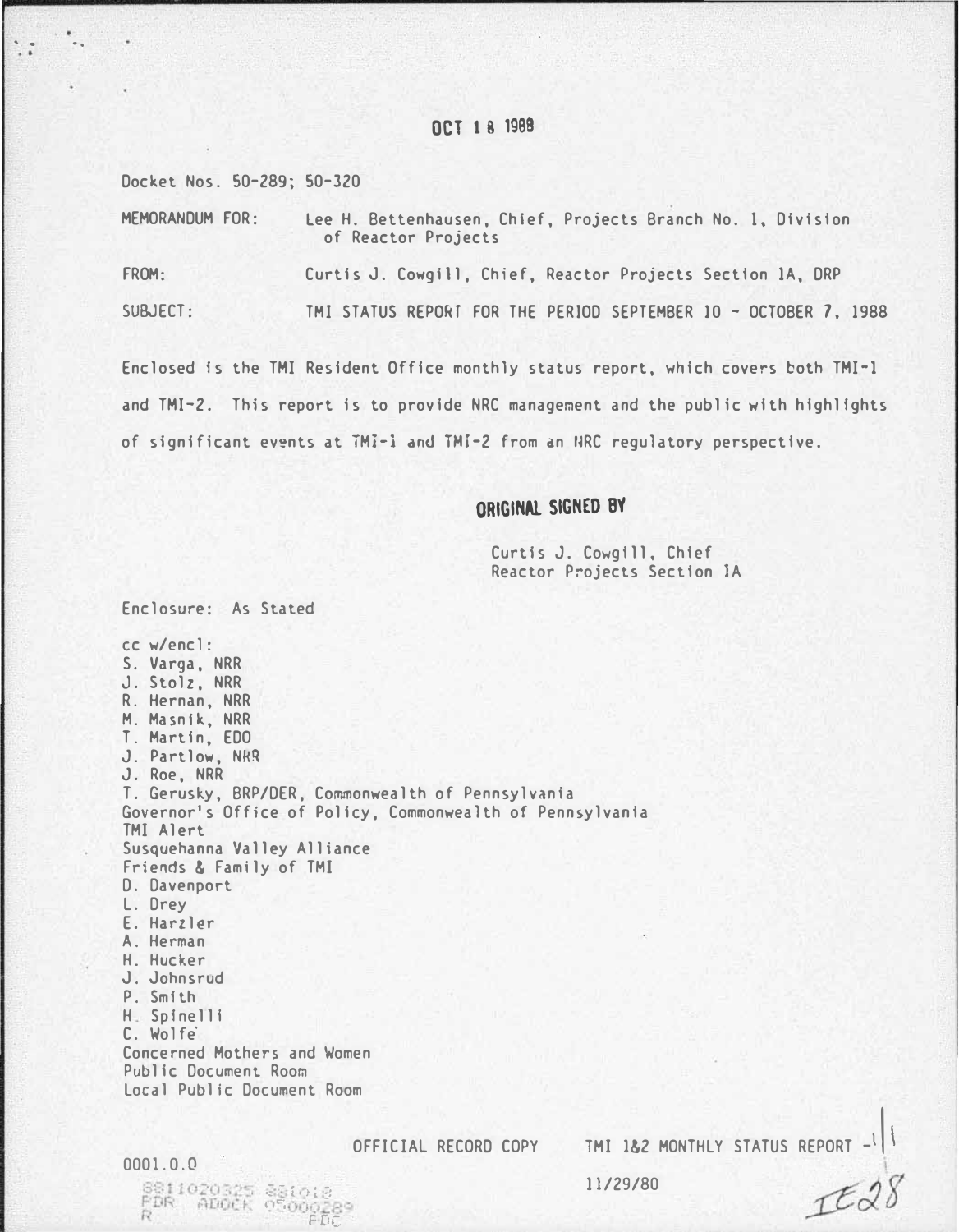OCT 18 1988

Docket Nos. 50-289; 50-320

MEMORANDUM FOR: Lee H. Bettenhausen, Chief, Projects Branch No. 1, Division of Reactor Projects

FROM: Curtis J. Cowgill, Chief, Reactor Projects Section 1A, DRP

SUBJECT: TMI STATUS REPORT FOR THE PERIOD SEPTEMBER 10 - OCTOBER 7, 1988

Enclosed is the TMI Resident Office monthly status report, which covers both TMI-1 and TMI-2. This report is to provide NRC management and the public with highlights of significant events at TMI-1 and TMI-2 from an NRC regulatory perspective.

**ORIGINAL SIGNED BY**

Curtis J. Cowgill, Chief
Reactor Projects Section 1A

Enclosure: As Stated

cc w/encl:
S. Varga, NRR
J. Stolz, NRR
R. Hernan, NRR
M. Masnik, NRR
T. Martin, EDO
J. Partlow, NRR
J. Roe, NRR
T. Gerusky, BRP/DER, Commonwealth of Pennsylvania
Governor's Office of Policy, Commonwealth of Pennsylvania
TMI Alert
Susquehanna Valley Alliance
Friends & Family of TMI
D. Davenport
L. Drey
E. Harzler
A. Herman
H. Hucker
J. Johnsrud
P. Smith
H. Spinelli
C. Wolfe
Concerned Mothers and Women
Public Document Room
Local Public Document Room

OFFICIAL RECORD COPY TMI 1&2 MONTHLY STATUS REPORT - 1

0001.0.0

8811020325 881018
PDR ADOCK 05000289
R PDC

11/29/80

IE28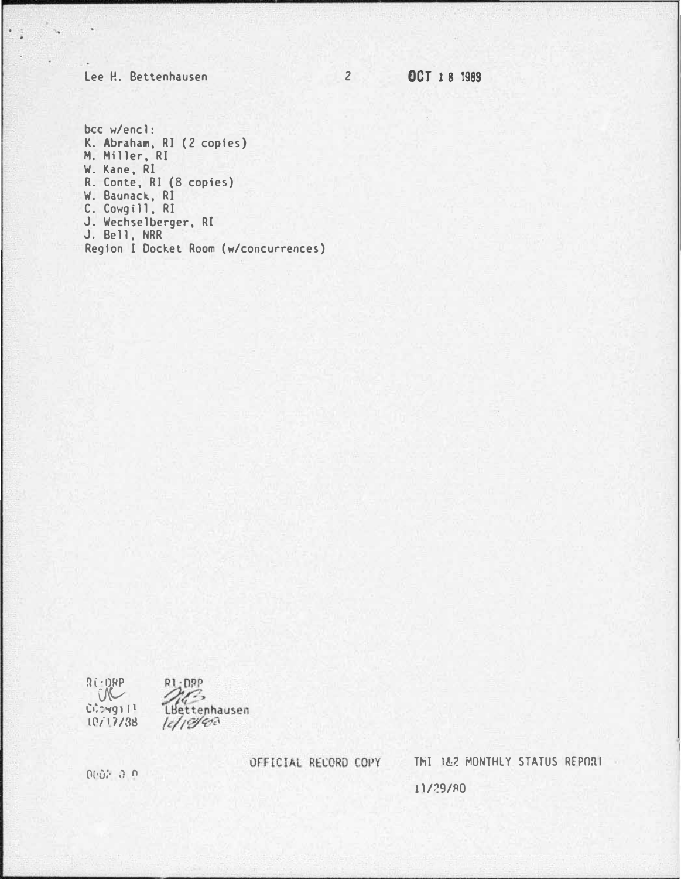Lee H. Bettenhausen OCT 18 1988

bcc w/encl:
K. Abraham, RI (2 copies)
M. Miller, RI
W. Kane, RI
R. Conte, RI (8 copies)
W. Baunack, RI
C. Cowgill, RI
J. Wechselberger, RI
J. Bell, NRR
Region I Docket Room (w/concurrences)

| RI:DRP | RI:DRP |
| --- | --- |
| CCowgill | LBettenhausen |
| 10/17/88 | 10/18/88 |

OFFICIAL RECORD COPY TMI 1&2 MONTHLY STATUS REPORT

11/29/80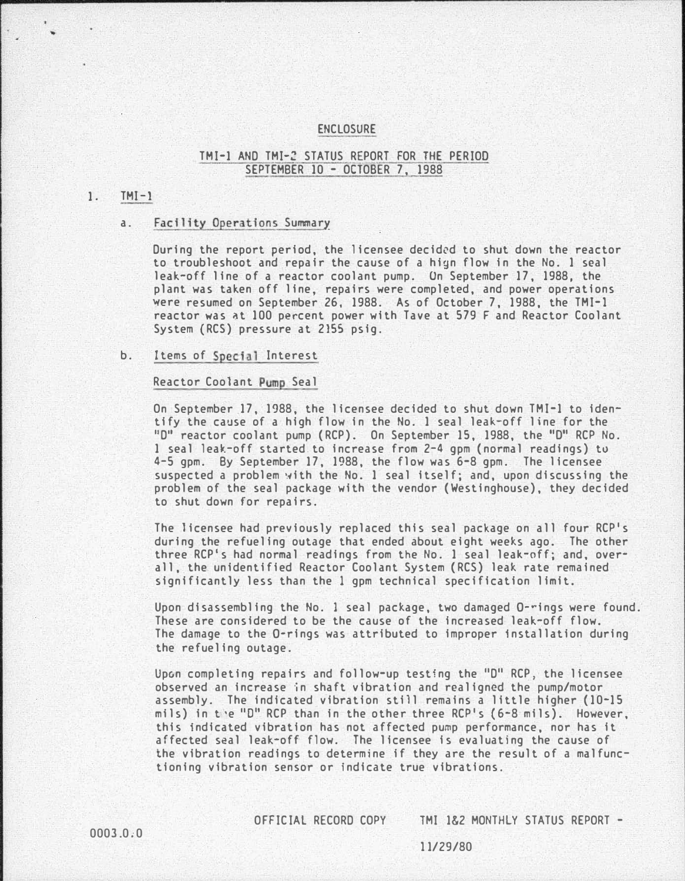ENCLOSURE

TMI-1 AND TMI-2 STATUS REPORT FOR THE PERIOD
SEPTEMBER 10 - OCTOBER 7, 1988

1. TMI-1

a. Facility Operations Summary

During the report period, the licensee decided to shut down the reactor to troubleshoot and repair the cause of a high flow in the No. 1 seal leak-off line of a reactor coolant pump. On September 17, 1988, the plant was taken off line, repairs were completed, and power operations were resumed on September 26, 1988. As of October 7, 1988, the TMI-1 reactor was at 100 percent power with Tave at 579 F and Reactor Coolant System (RCS) pressure at 2155 psig.

b. Items of Special Interest

Reactor Coolant Pump Seal

On September 17, 1988, the licensee decided to shut down TMI-1 to identify the cause of a high flow in the No. 1 seal leak-off line for the "D" reactor coolant pump (RCP). On September 15, 1988, the "D" RCP No. 1 seal leak-off started to increase from 2-4 gpm (normal readings) to 4-5 gpm. By September 17, 1988, the flow was 6-8 gpm. The licensee suspected a problem with the No. 1 seal itself; and, upon discussing the problem of the seal package with the vendor (Westinghouse), they decided to shut down for repairs.

The licensee had previously replaced this seal package on all four RCP's during the refueling outage that ended about eight weeks ago. The other three RCP's had normal readings from the No. 1 seal leak-off; and, overall, the unidentified Reactor Coolant System (RCS) leak rate remained significantly less than the 1 gpm technical specification limit.

Upon disassembling the No. 1 seal package, two damaged O-rings were found. These are considered to be the cause of the increased leak-off flow. The damage to the O-rings was attributed to improper installation during the refueling outage.

Upon completing repairs and follow-up testing the "D" RCP, the licensee observed an increase in shaft vibration and realigned the pump/motor assembly. The indicated vibration still remains a little higher (10-15 mils) in the "D" RCP than in the other three RCP's (6-8 mils). However, this indicated vibration has not affected pump performance, nor has it affected seal leak-off flow. The licensee is evaluating the cause of the vibration readings to determine if they are the result of a malfunctioning vibration sensor or indicate true vibrations.

0003.0.0 OFFICIAL RECORD COPY TMI 1&2 MONTHLY STATUS REPORT - 11/29/80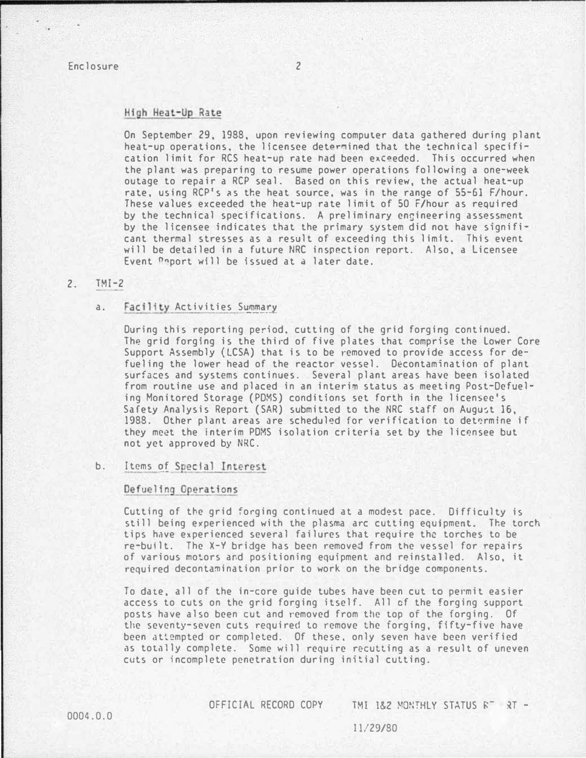### High Heat-Up Rate

On September 29, 1988, upon reviewing computer data gathered during plant heat-up operations, the licensee determined that the technical specification limit for RCS heat-up rate had been exceeded. This occurred when the plant was preparing to resume power operations following a one-week outage to repair a RCP seal. Based on this review, the actual heat-up rate, using RCP's as the heat source, was in the range of 55-61 F/hour. These values exceeded the heat-up rate limit of 50 F/hour as required by the technical specifications. A preliminary engineering assessment by the licensee indicates that the primary system did not have significant thermal stresses as a result of exceeding this limit. This event will be detailed in a future NRC inspection report. Also, a Licensee Event Report will be issued at a later date.

## 2. TMI-2

### a. Facility Activities Summary

During this reporting period, cutting of the grid forging continued. The grid forging is the third of five plates that comprise the Lower Core Support Assembly (LCSA) that is to be removed to provide access for defueling the lower head of the reactor vessel. Decontamination of plant surfaces and systems continues. Several plant areas have been isolated from routine use and placed in an interim status as meeting Post-Defueling Monitored Storage (PDMS) conditions set forth in the licensee's Safety Analysis Report (SAR) submitted to the NRC staff on August 16, 1988. Other plant areas are scheduled for verification to determine if they meet the interim PDMS isolation criteria set by the licensee but not yet approved by NRC.

### b. Items of Special Interest

#### Defueling Operations

Cutting of the grid forging continued at a modest pace. Difficulty is still being experienced with the plasma arc cutting equipment. The torch tips have experienced several failures that require the torches to be re-built. The X-Y bridge has been removed from the vessel for repairs of various motors and positioning equipment and reinstalled. Also, it required decontamination prior to work on the bridge components.

To date, all of the in-core guide tubes have been cut to permit easier access to cuts on the grid forging itself. All of the forging support posts have also been cut and removed from the top of the forging. Of the seventy-seven cuts required to remove the forging, fifty-five have been attempted or completed. Of these, only seven have been verified as totally complete. Some will require recutting as a result of uneven cuts or incomplete penetration during initial cutting.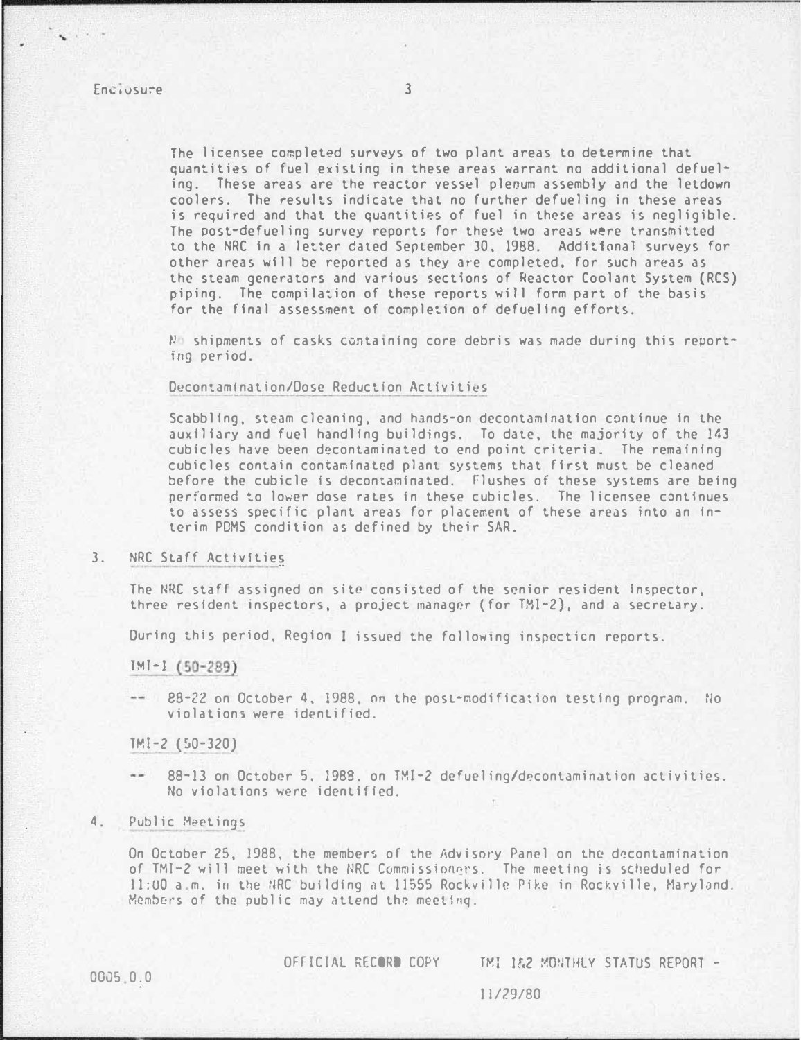The licensee completed surveys of two plant areas to determine that quantities of fuel existing in these areas warrant no additional defueling. These areas are the reactor vessel plenum assembly and the letdown coolers. The results indicate that no further defueling in these areas is required and that the quantities of fuel in these areas is negligible. The post-defueling survey reports for these two areas were transmitted to the NRC in a letter dated September 30, 1988. Additional surveys for other areas will be reported as they are completed, for such areas as the steam generators and various sections of Reactor Coolant System (RCS) piping. The compilation of these reports will form part of the basis for the final assessment of completion of defueling efforts.

No shipments of casks containing core debris was made during this reporting period.

Decontamination/Dose Reduction Activities

Scabbling, steam cleaning, and hands-on decontamination continue in the auxiliary and fuel handling buildings. To date, the majority of the 143 cubicles have been decontaminated to end point criteria. The remaining cubicles contain contaminated plant systems that first must be cleaned before the cubicle is decontaminated. Flushes of these systems are being performed to lower dose rates in these cubicles. The licensee continues to assess specific plant areas for placement of these areas into an interim PDMS condition as defined by their SAR.

3. NRC Staff Activities

The NRC staff assigned on site consisted of the senior resident inspector, three resident inspectors, a project manager (for TMI-2), and a secretary.

During this period, Region I issued the following inspection reports.

TMI-1 (50-289)

-- 88-22 on October 4, 1988, on the post-modification testing program. No violations were identified.

TMI-2 (50-320)

-- 88-13 on October 5, 1988, on TMI-2 defueling/decontamination activities. No violations were identified.

4. Public Meetings

On October 25, 1988, the members of the Advisory Panel on the decontamination of TMI-2 will meet with the NRC Commissioners. The meeting is scheduled for 11:00 a.m. in the NRC building at 11555 Rockville Pike in Rockville, Maryland. Members of the public may attend the meeting.

0005.0.0

OFFICIAL RECORD COPY TMI 1&2 MONTHLY STATUS REPORT - 11/29/80